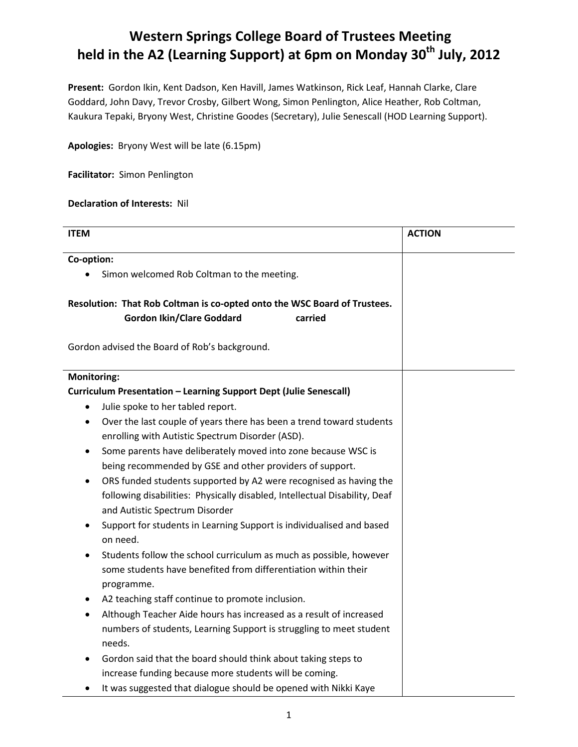# Western Springs College Board of Trustees Meeting held in the A2 (Learning Support) at 6pm on Monday 30th July, 2012

**Present:** Gordon Ikin, Kent Dadson, Ken Havill, James Watkinson, Rick Leaf, Hannah Clarke, Clare Goddard, John Davy, Trevor Crosby, Gilbert Wong, Simon Penlington, Alice Heather, Rob Coltman, Kaukura Tepaki, Bryony West, Christine Goodes (Secretary), Julie Senescall (HOD Learning Support).

**Apologies:** Bryony West will be late (6.15pm)

**Facilitator:** Simon Penlington

**Declaration of Interests:** Nil

| ITEM | ACTION |
|---|---|
| **Co-option:**<br>• Simon welcomed Rob Coltman to the meeting.<br><br>**Resolution: That Rob Coltman is co-opted onto the WSC Board of Trustees.**<br>**Gordon Ikin/Clare Goddard carried**<br><br>Gordon advised the Board of Rob's background. | |
| **Monitoring:**<br>**Curriculum Presentation – Learning Support Dept (Julie Senescall)**<br>• Julie spoke to her tabled report.<br>• Over the last couple of years there has been a trend toward students enrolling with Autistic Spectrum Disorder (ASD).<br>• Some parents have deliberately moved into zone because WSC is being recommended by GSE and other providers of support.<br>• ORS funded students supported by A2 were recognised as having the following disabilities: Physically disabled, Intellectual Disability, Deaf and Autistic Spectrum Disorder<br>• Support for students in Learning Support is individualised and based on need.<br>• Students follow the school curriculum as much as possible, however some students have benefited from differentiation within their programme.<br>• A2 teaching staff continue to promote inclusion.<br>• Although Teacher Aide hours has increased as a result of increased numbers of students, Learning Support is struggling to meet student needs.<br>• Gordon said that the board should think about taking steps to increase funding because more students will be coming.<br>• It was suggested that dialogue should be opened with Nikki Kaye | |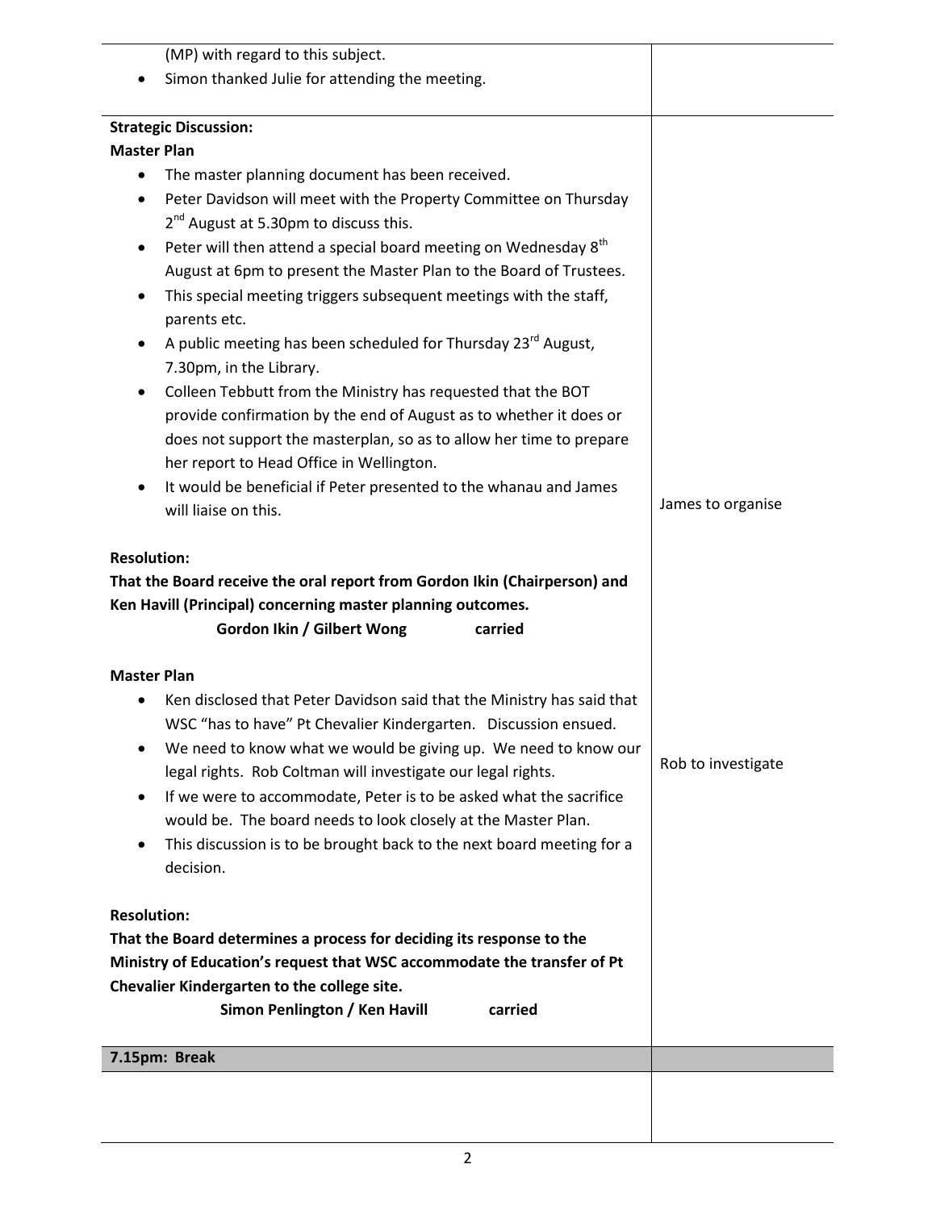| | |
|---|---|
| (MP) with regard to this subject.<br>• Simon thanked Julie for attending the meeting. | |
| **Strategic Discussion:**<br>**Master Plan**<br>• The master planning document has been received.<br>• Peter Davidson will meet with the Property Committee on Thursday 2nd August at 5.30pm to discuss this.<br>• Peter will then attend a special board meeting on Wednesday 8th August at 6pm to present the Master Plan to the Board of Trustees.<br>• This special meeting triggers subsequent meetings with the staff, parents etc.<br>• A public meeting has been scheduled for Thursday 23rd August, 7.30pm, in the Library.<br>• Colleen Tebbutt from the Ministry has requested that the BOT provide confirmation by the end of August as to whether it does or does not support the masterplan, so as to allow her time to prepare her report to Head Office in Wellington.<br>• It would be beneficial if Peter presented to the whanau and James will liaise on this.<br><br>**Resolution:**<br>**That the Board receive the oral report from Gordon Ikin (Chairperson) and Ken Havill (Principal) concerning master planning outcomes.**<br>**Gordon Ikin / Gilbert Wong carried**<br><br>**Master Plan**<br>• Ken disclosed that Peter Davidson said that the Ministry has said that WSC "has to have" Pt Chevalier Kindergarten. Discussion ensued.<br>• We need to know what we would be giving up. We need to know our legal rights. Rob Coltman will investigate our legal rights.<br>• If we were to accommodate, Peter is to be asked what the sacrifice would be. The board needs to look closely at the Master Plan.<br>• This discussion is to be brought back to the next board meeting for a decision.<br><br>**Resolution:**<br>**That the Board determines a process for deciding its response to the Ministry of Education's request that WSC accommodate the transfer of Pt Chevalier Kindergarten to the college site.**<br>**Simon Penlington / Ken Havill carried** | James to organise<br><br>Rob to investigate |
| **7.15pm: Break** | |
| | |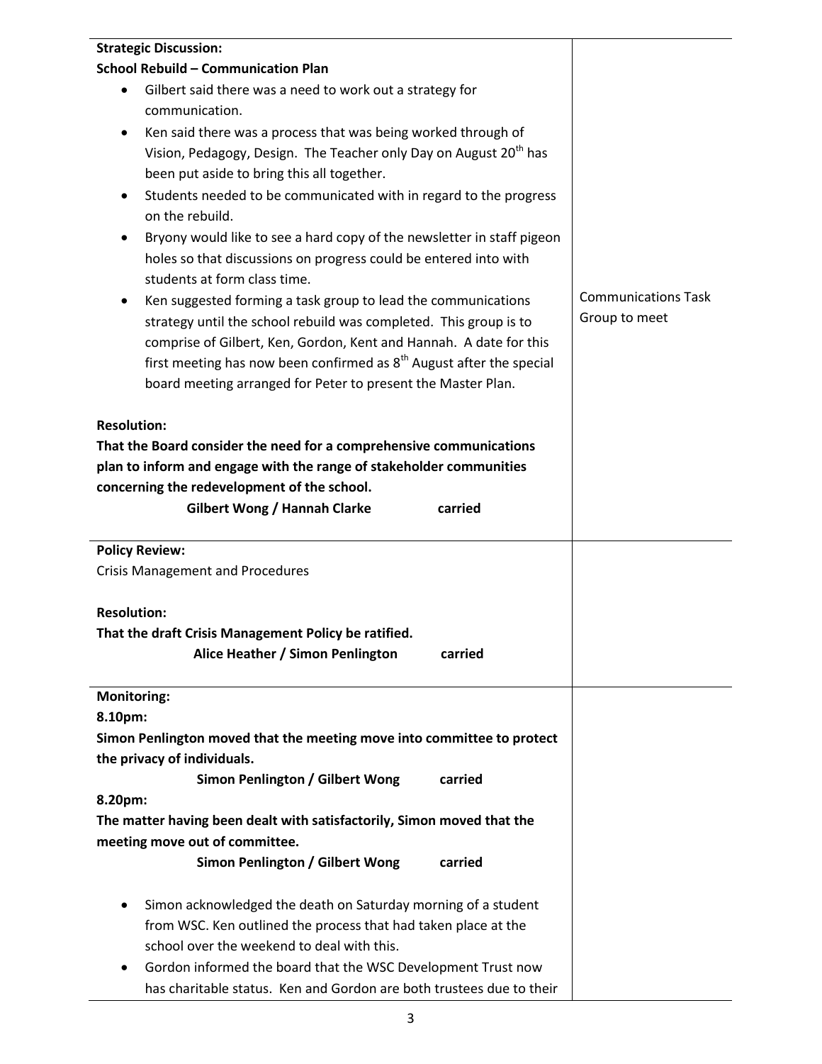| | |
|---|---|
| **Strategic Discussion:**<br>**School Rebuild – Communication Plan**<br>• Gilbert said there was a need to work out a strategy for communication.<br>• Ken said there was a process that was being worked through of Vision, Pedagogy, Design. The Teacher only Day on August 20th has been put aside to bring this all together.<br>• Students needed to be communicated with in regard to the progress on the rebuild.<br>• Bryony would like to see a hard copy of the newsletter in staff pigeon holes so that discussions on progress could be entered into with students at form class time.<br>• Ken suggested forming a task group to lead the communications strategy until the school rebuild was completed. This group is to comprise of Gilbert, Ken, Gordon, Kent and Hannah. A date for this first meeting has now been confirmed as 8th August after the special board meeting arranged for Peter to present the Master Plan.<br><br>**Resolution:**<br>**That the Board consider the need for a comprehensive communications plan to inform and engage with the range of stakeholder communities concerning the redevelopment of the school.**<br>**Gilbert Wong / Hannah Clarke carried** | Communications Task Group to meet |
| **Policy Review:**<br>Crisis Management and Procedures<br><br>**Resolution:**<br>**That the draft Crisis Management Policy be ratified.**<br>**Alice Heather / Simon Penlington carried** | |
| **Monitoring:**<br>**8.10pm:**<br>**Simon Penlington moved that the meeting move into committee to protect the privacy of individuals.**<br>**Simon Penlington / Gilbert Wong carried**<br>**8.20pm:**<br>**The matter having been dealt with satisfactorily, Simon moved that the meeting move out of committee.**<br>**Simon Penlington / Gilbert Wong carried**<br><br>• Simon acknowledged the death on Saturday morning of a student from WSC. Ken outlined the process that had taken place at the school over the weekend to deal with this.<br>• Gordon informed the board that the WSC Development Trust now has charitable status. Ken and Gordon are both trustees due to their | |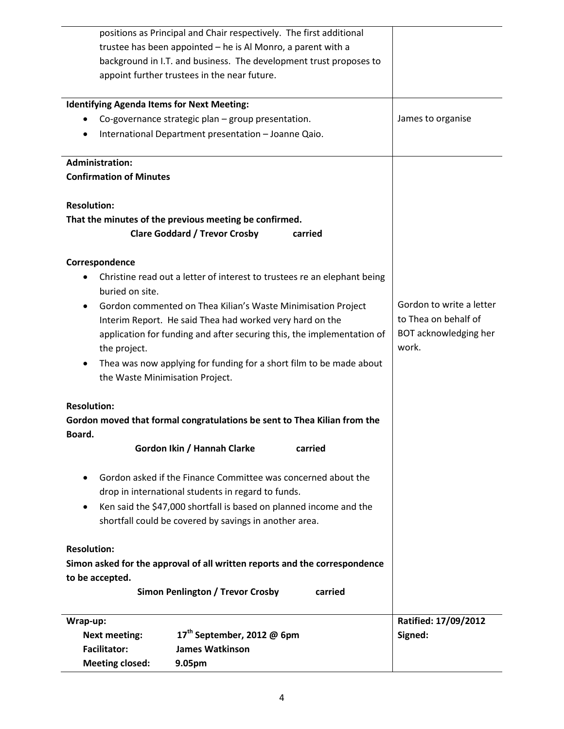| | |
|---|---|
| positions as Principal and Chair respectively. The first additional trustee has been appointed – he is Al Monro, a parent with a background in I.T. and business. The development trust proposes to appoint further trustees in the near future. | |
| **Identifying Agenda Items for Next Meeting:**<br>• Co-governance strategic plan – group presentation.<br>• International Department presentation – Joanne Qaio. | James to organise |
| **Administration:**<br>**Confirmation of Minutes**<br><br>**Resolution:**<br>**That the minutes of the previous meeting be confirmed.**<br>**Clare Goddard / Trevor Crosby carried**<br><br>**Correspondence**<br>• Christine read out a letter of interest to trustees re an elephant being buried on site.<br>• Gordon commented on Thea Kilian's Waste Minimisation Project Interim Report. He said Thea had worked very hard on the application for funding and after securing this, the implementation of the project.<br>• Thea was now applying for funding for a short film to be made about the Waste Minimisation Project.<br><br>**Resolution:**<br>**Gordon moved that formal congratulations be sent to Thea Kilian from the Board.**<br>**Gordon Ikin / Hannah Clarke carried**<br><br>• Gordon asked if the Finance Committee was concerned about the drop in international students in regard to funds.<br>• Ken said the $47,000 shortfall is based on planned income and the shortfall could be covered by savings in another area.<br><br>**Resolution:**<br>**Simon asked for the approval of all written reports and the correspondence to be accepted.**<br>**Simon Penlington / Trevor Crosby carried** | Gordon to write a letter to Thea on behalf of BOT acknowledging her work. |
| **Wrap-up:**<br>**Next meeting: 17th September, 2012 @ 6pm**<br>**Facilitator: James Watkinson**<br>**Meeting closed: 9.05pm** | **Ratified: 17/09/2012**<br>**Signed:** |